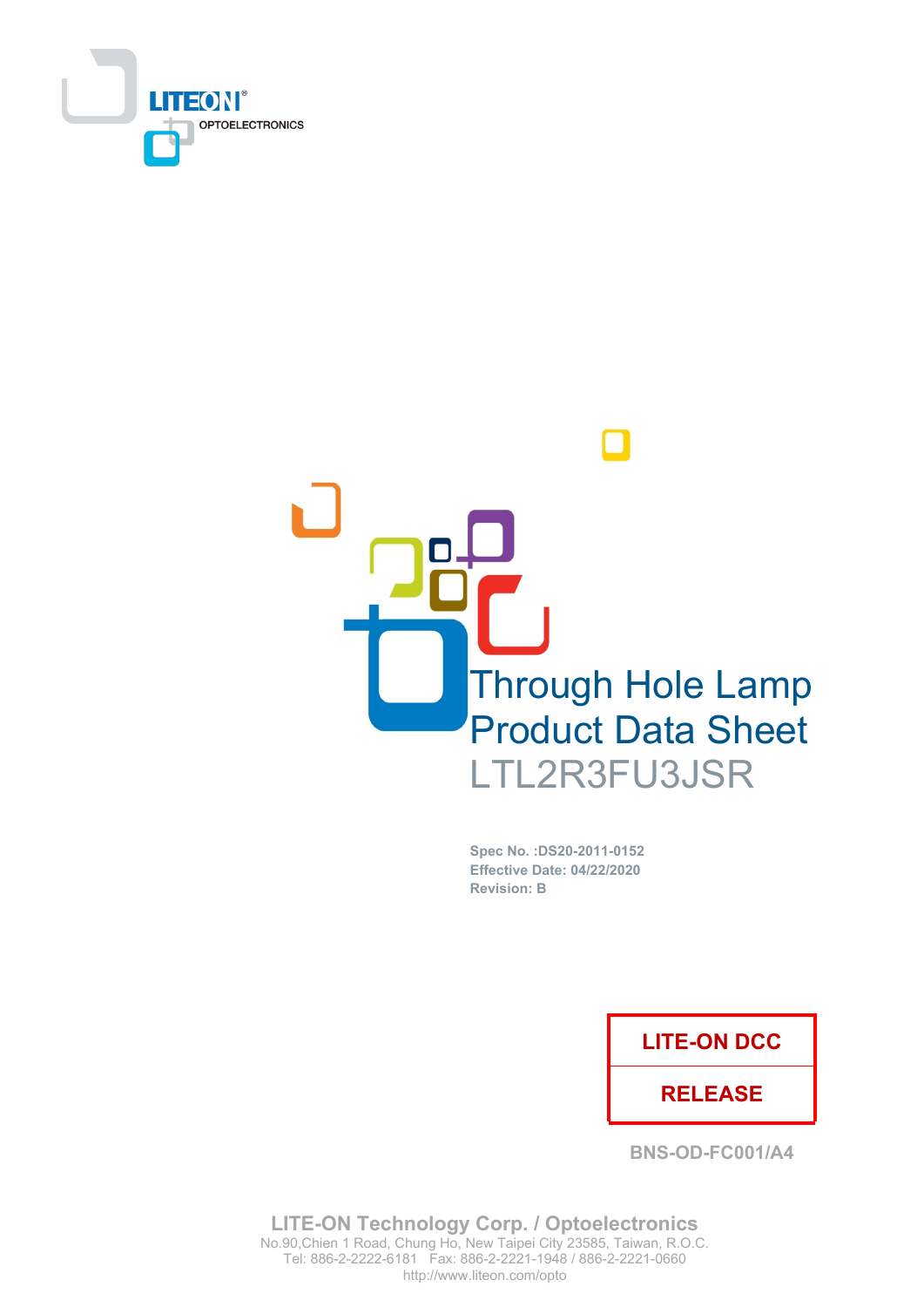LITEON OPTOELECTRONICS

# Through Hole Lamp Product Data Sheet

## LTL2R3FU3JSR

**Spec No. :DS20-2011-0152**
**Effective Date: 04/22/2020**
**Revision: B**

| LITE-ON DCC |
| --- |
| RELEASE |

BNS-OD-FC001/A4

**LITE-ON Technology Corp. / Optoelectronics**
No.90,Chien 1 Road, Chung Ho, New Taipei City 23585, Taiwan, R.O.C.
Tel: 886-2-2222-6181 Fax: 886-2-2221-1948 / 886-2-2221-0660
http://www.liteon.com/opto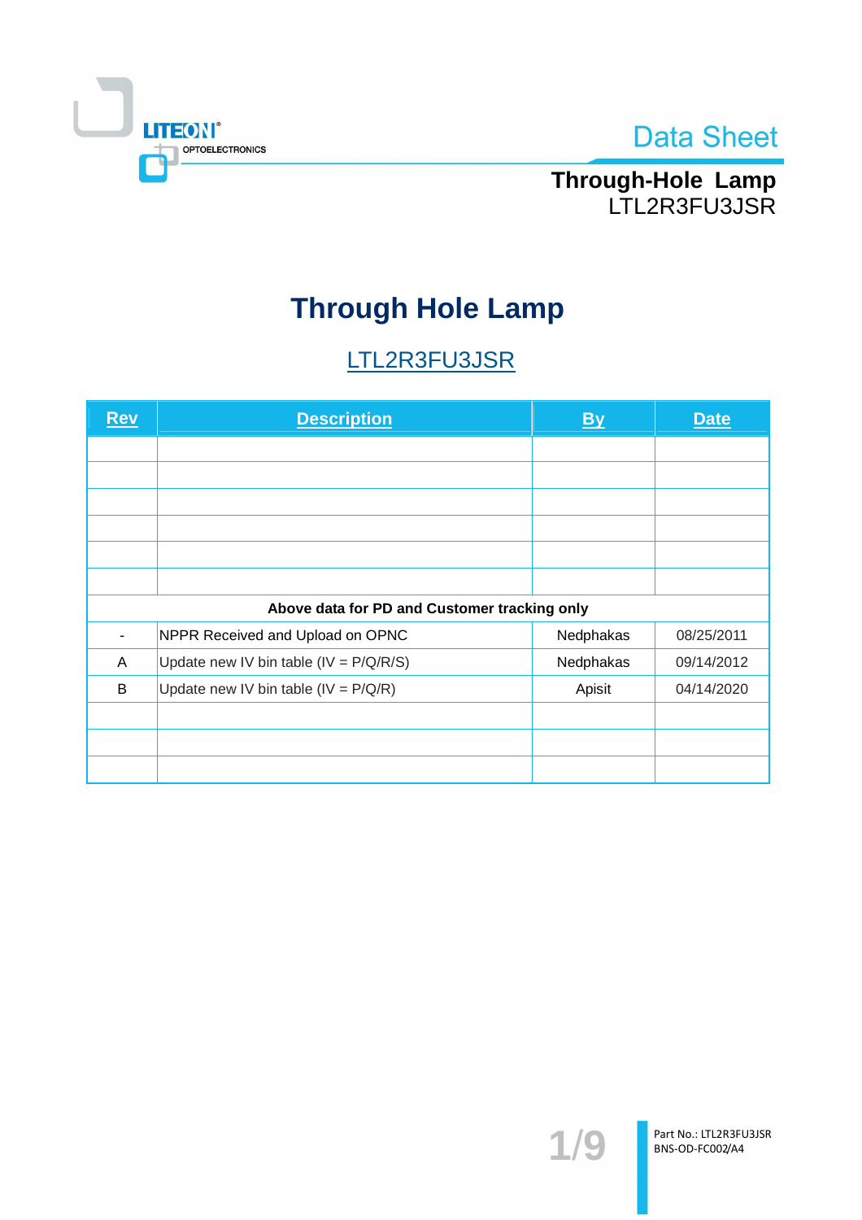# Through Hole Lamp

## LTL2R3FU3JSR

| Rev | Description | By | Date |
|---|---|---|---|
| | | | |
| | | | |
| | | | |
| | | | |
| | | | |
| | | | |
| **Above data for PD and Customer tracking only** | | | |
| - | NPPR Received and Upload on OPNC | Nedphakas | 08/25/2011 |
| A | Update new IV bin table (IV = P/Q/R/S) | Nedphakas | 09/14/2012 |
| B | Update new IV bin table (IV = P/Q/R) | Apisit | 04/14/2020 |
| | | | |
| | | | |
| | | | |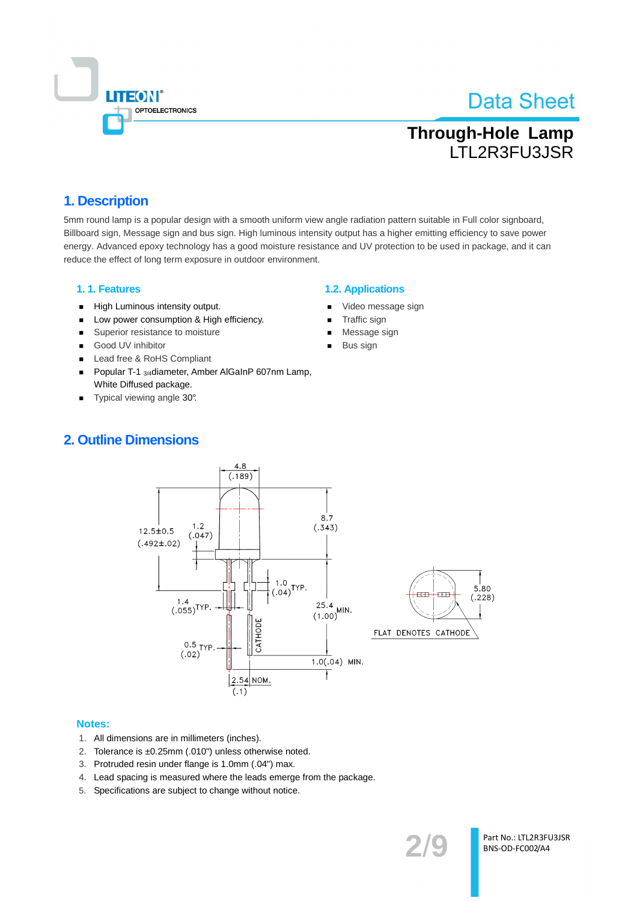# Data Sheet

## Through-Hole Lamp
LTL2R3FU3JSR

## 1. Description

5mm round lamp is a popular design with a smooth uniform view angle radiation pattern suitable in Full color signboard, Billboard sign, Message sign and bus sign. High luminous intensity output has a higher emitting efficiency to save power energy. Advanced epoxy technology has a good moisture resistance and UV protection to be used in package, and it can reduce the effect of long term exposure in outdoor environment.

### 1. 1. Features

- High Luminous intensity output.
- Low power consumption & High efficiency.
- Superior resistance to moisture
- Good UV inhibitor
- Lead free & RoHS Compliant
- Popular T-1 3/4diameter, Amber AlGaInP 607nm Lamp, White Diffused package.
- Typical viewing angle 30°.

### 1.2. Applications

- Video message sign
- Traffic sign
- Message sign
- Bus sign

## 2. Outline Dimensions

**Notes:**

1. All dimensions are in millimeters (inches).
2. Tolerance is ±0.25mm (.010") unless otherwise noted.
3. Protruded resin under flange is 1.0mm (.04") max.
4. Lead spacing is measured where the leads emerge from the package.
5. Specifications are subject to change without notice.

Part No.: LTL2R3FU3JSR
BNS-OD-FC002/A4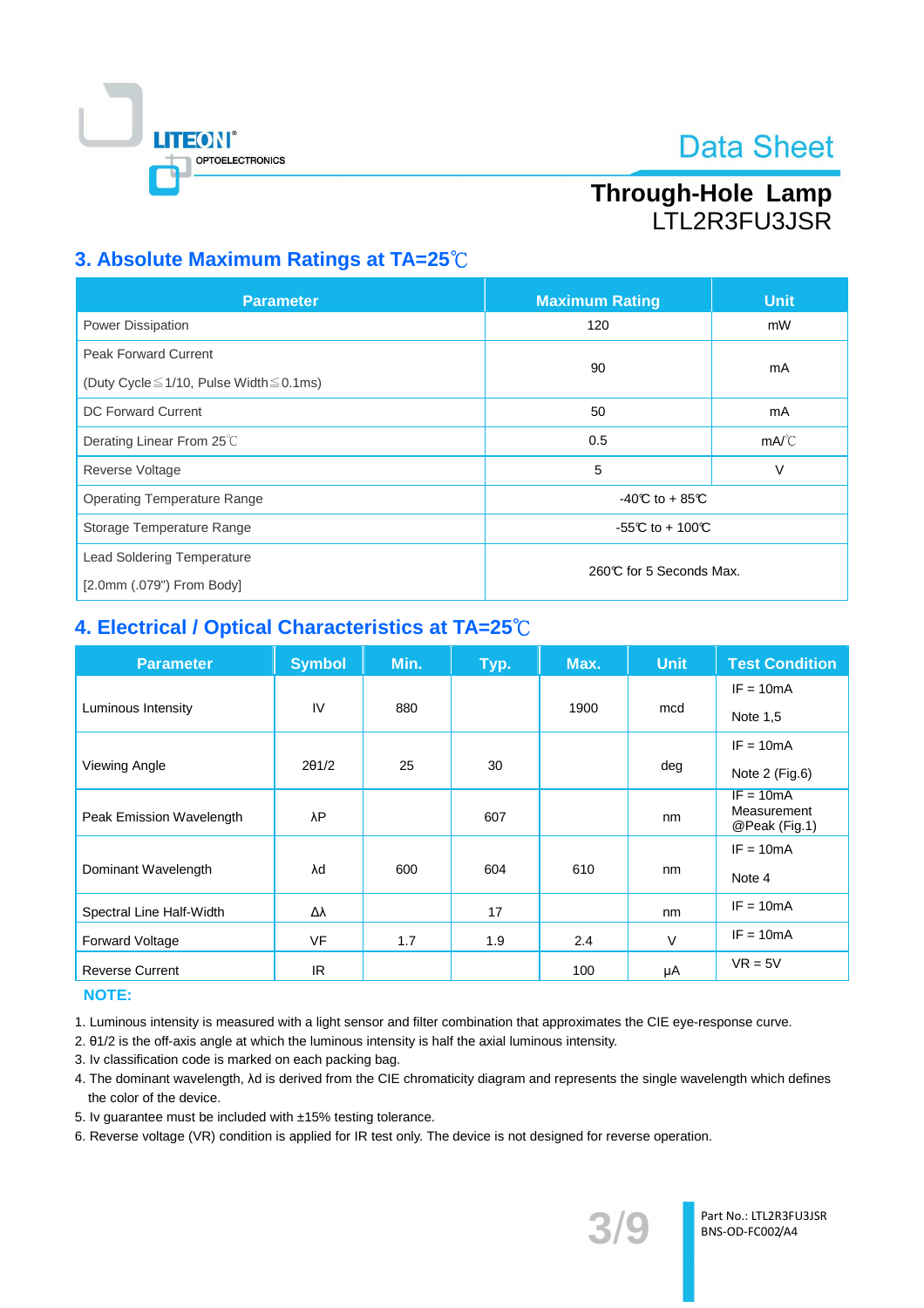## 3. Absolute Maximum Ratings at TA=25℃

| Parameter | Maximum Rating | Unit |
|---|---|---|
| Power Dissipation | 120 | mW |
| Peak Forward Current (Duty Cycle≦1/10, Pulse Width≦0.1ms) | 90 | mA |
| DC Forward Current | 50 | mA |
| Derating Linear From 25℃ | 0.5 | mA/℃ |
| Reverse Voltage | 5 | V |
| Operating Temperature Range | -40℃ to + 85℃ | |
| Storage Temperature Range | -55℃ to + 100℃ | |
| Lead Soldering Temperature [2.0mm (.079") From Body] | 260℃ for 5 Seconds Max. | |

## 4. Electrical / Optical Characteristics at TA=25℃

| Parameter | Symbol | Min. | Typ. | Max. | Unit | Test Condition |
|---|---|---|---|---|---|---|
| Luminous Intensity | IV | 880 | | 1900 | mcd | IF = 10mA Note 1,5 |
| Viewing Angle | 2θ1/2 | 25 | 30 | | deg | IF = 10mA Note 2 (Fig.6) |
| Peak Emission Wavelength | λP | | 607 | | nm | IF = 10mA Measurement @Peak (Fig.1) |
| Dominant Wavelength | λd | 600 | 604 | 610 | nm | IF = 10mA Note 4 |
| Spectral Line Half-Width | Δλ | | 17 | | nm | IF = 10mA |
| Forward Voltage | VF | 1.7 | 1.9 | 2.4 | V | IF = 10mA |
| Reverse Current | IR | | | 100 | μA | VR = 5V |

**NOTE:**

1. Luminous intensity is measured with a light sensor and filter combination that approximates the CIE eye-response curve.
2. θ1/2 is the off-axis angle at which the luminous intensity is half the axial luminous intensity.
3. Iv classification code is marked on each packing bag.
4. The dominant wavelength, λd is derived from the CIE chromaticity diagram and represents the single wavelength which defines the color of the device.
5. Iv guarantee must be included with ±15% testing tolerance.
6. Reverse voltage (VR) condition is applied for IR test only. The device is not designed for reverse operation.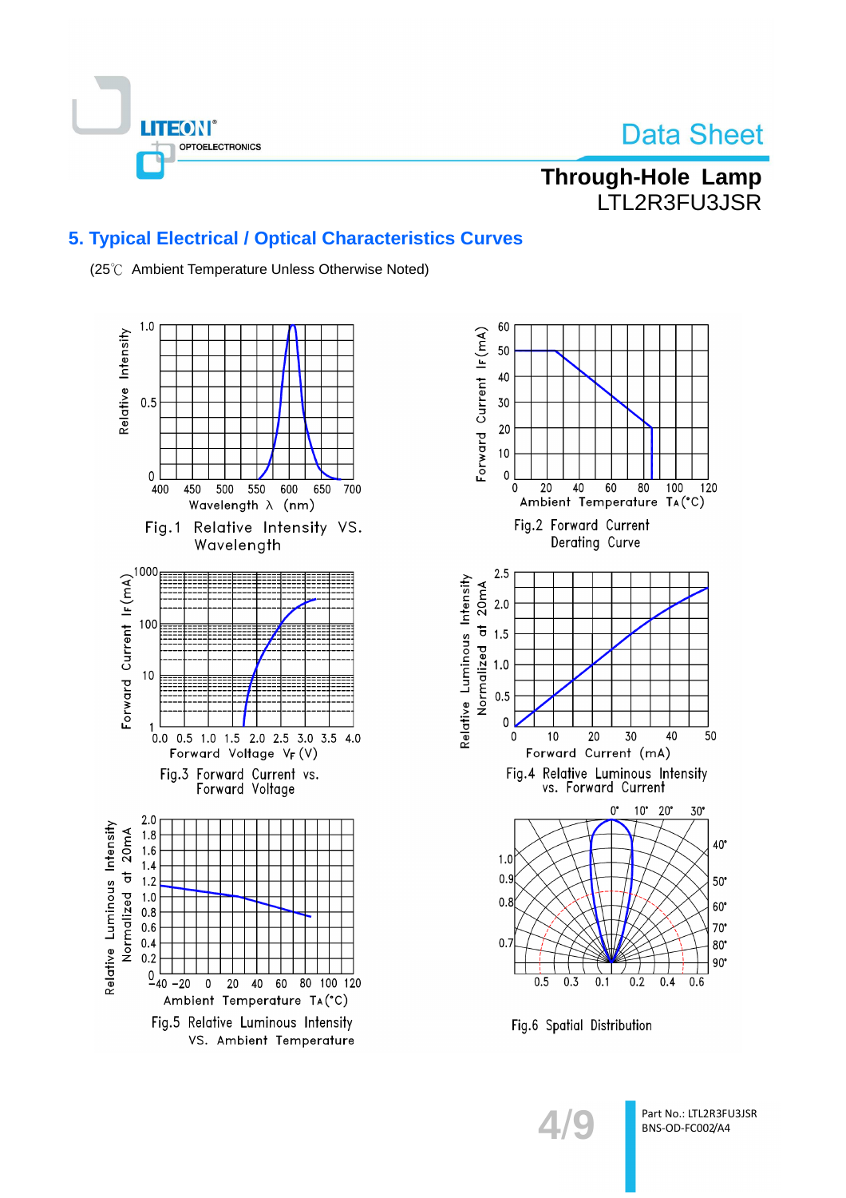## 5. Typical Electrical / Optical Characteristics Curves

(25℃ Ambient Temperature Unless Otherwise Noted)

Fig.1 Relative Intensity VS. Wavelength

Fig.2 Forward Current Derating Curve

Fig.3 Forward Current vs. Forward Voltage

Fig.4 Relative Luminous Intensity vs. Forward Current

Fig.5 Relative Luminous Intensity VS. Ambient Temperature

Fig.6 Spatial Distribution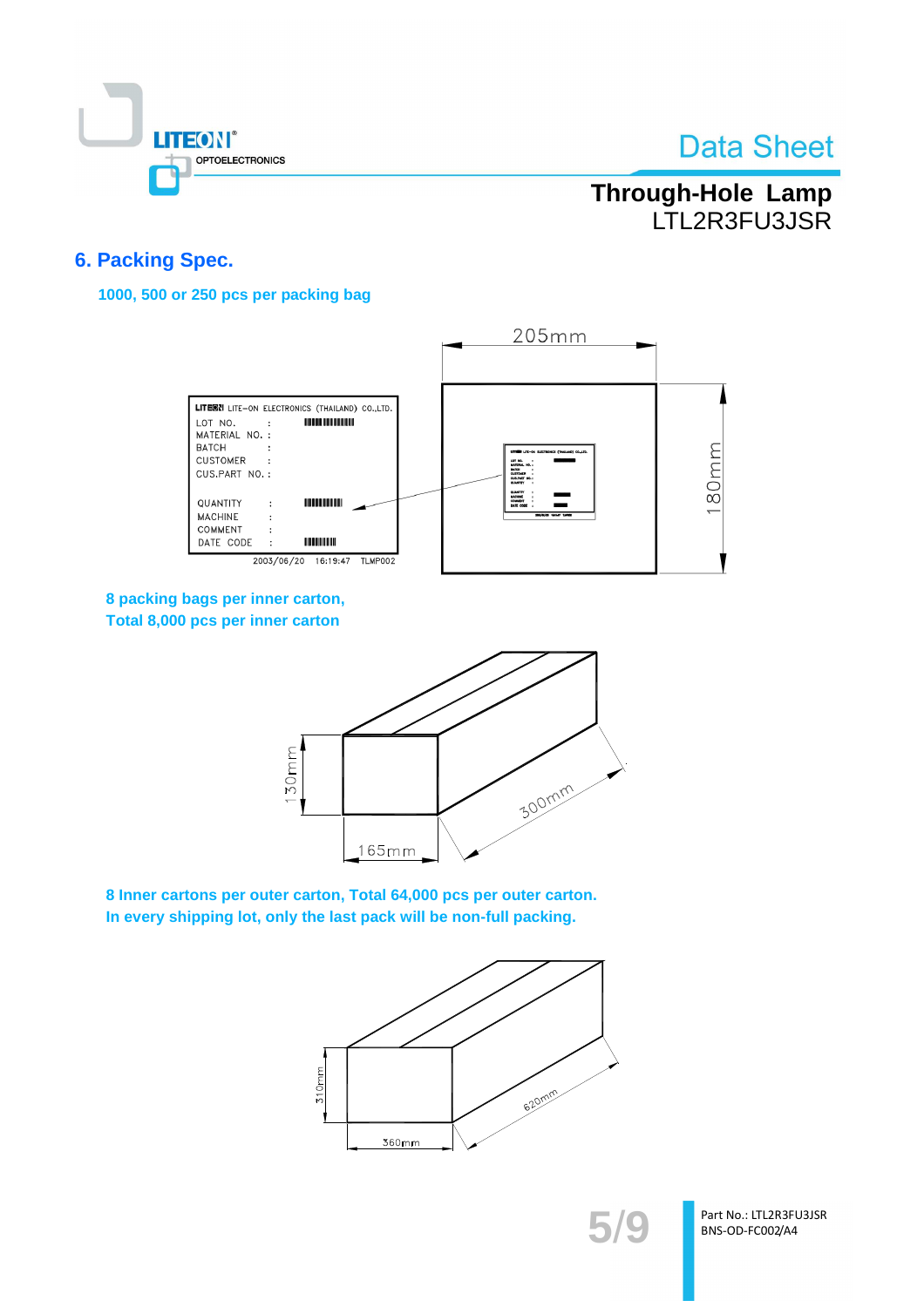## 6. Packing Spec.

**1000, 500 or 250 pcs per packing bag**

LITEON LITE–ON ELECTRONICS (THAILAND) CO.,LTD.
LOT NO. :
MATERIAL NO. :
BATCH :
CUSTOMER :
CUS.PART NO. :
QUANTITY :
MACHINE :
COMMENT :
DATE CODE :
2003/06/20 16:19:47 TLMP002

205mm

180mm

**8 packing bags per inner carton,**
**Total 8,000 pcs per inner carton**

130mm

165mm

300mm

**8 Inner cartons per outer carton, Total 64,000 pcs per outer carton.**
**In every shipping lot, only the last pack will be non-full packing.**

310mm

360mm

620mm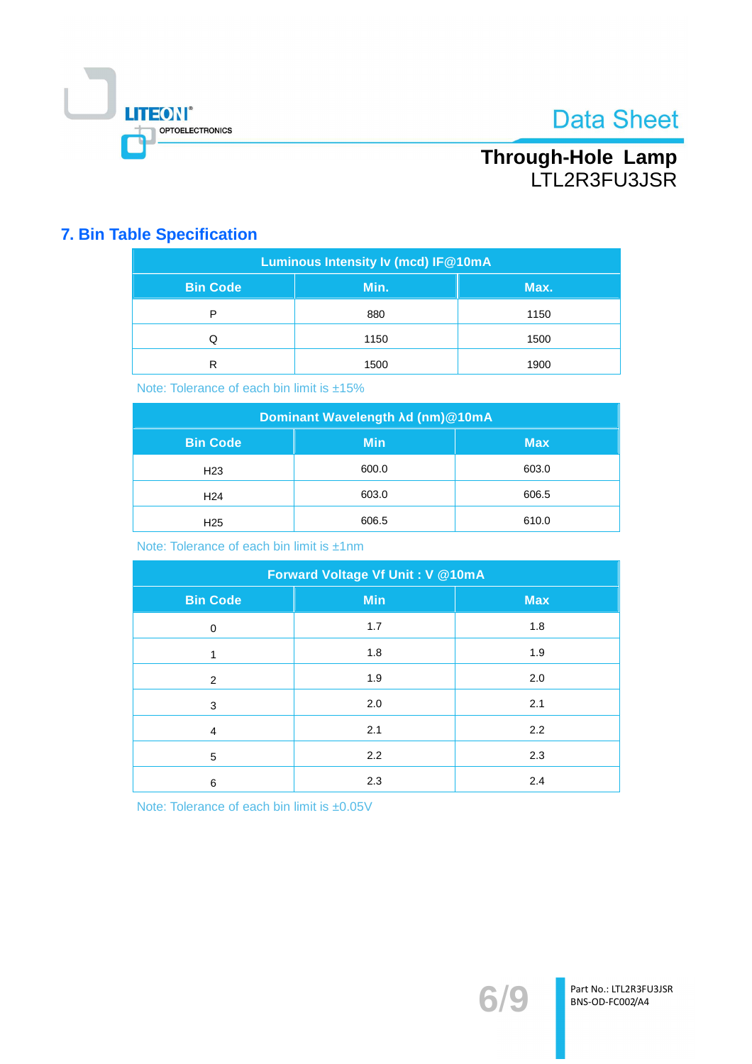## 7. Bin Table Specification

| Luminous Intensity Iv (mcd) IF@10mA | | |
|---|---|---|
| **Bin Code** | **Min.** | **Max.** |
| P | 880 | 1150 |
| Q | 1150 | 1500 |
| R | 1500 | 1900 |

Note: Tolerance of each bin limit is ±15%

| Dominant Wavelength λd (nm)@10mA | | |
|---|---|---|
| **Bin Code** | **Min** | **Max** |
| H23 | 600.0 | 603.0 |
| H24 | 603.0 | 606.5 |
| H25 | 606.5 | 610.0 |

Note: Tolerance of each bin limit is ±1nm

| Forward Voltage Vf Unit : V @10mA | | |
|---|---|---|
| **Bin Code** | **Min** | **Max** |
| 0 | 1.7 | 1.8 |
| 1 | 1.8 | 1.9 |
| 2 | 1.9 | 2.0 |
| 3 | 2.0 | 2.1 |
| 4 | 2.1 | 2.2 |
| 5 | 2.2 | 2.3 |
| 6 | 2.3 | 2.4 |

Note: Tolerance of each bin limit is ±0.05V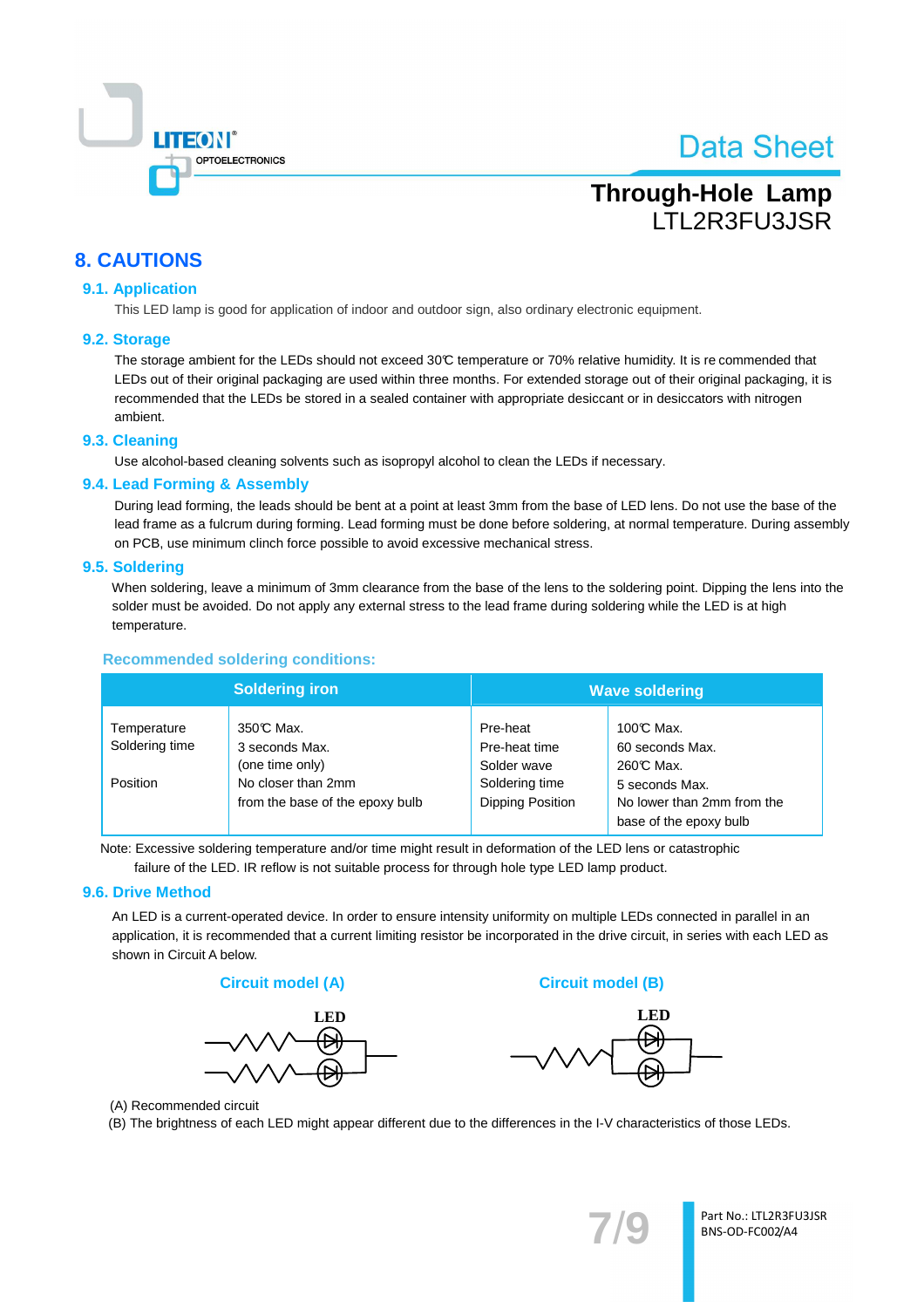# 8. CAUTIONS

## 9.1. Application

This LED lamp is good for application of indoor and outdoor sign, also ordinary electronic equipment.

## 9.2. Storage

The storage ambient for the LEDs should not exceed 30℃ temperature or 70% relative humidity. It is re commended that LEDs out of their original packaging are used within three months. For extended storage out of their original packaging, it is recommended that the LEDs be stored in a sealed container with appropriate desiccant or in desiccators with nitrogen ambient.

## 9.3. Cleaning

Use alcohol-based cleaning solvents such as isopropyl alcohol to clean the LEDs if necessary.

## 9.4. Lead Forming & Assembly

During lead forming, the leads should be bent at a point at least 3mm from the base of LED lens. Do not use the base of the lead frame as a fulcrum during forming. Lead forming must be done before soldering, at normal temperature. During assembly on PCB, use minimum clinch force possible to avoid excessive mechanical stress.

## 9.5. Soldering

When soldering, leave a minimum of 3mm clearance from the base of the lens to the soldering point. Dipping the lens into the solder must be avoided. Do not apply any external stress to the lead frame during soldering while the LED is at high temperature.

### Recommended soldering conditions:

| Soldering iron | | Wave soldering | |
|---|---|---|---|
| Temperature | 350℃ Max. | Pre-heat | 100℃ Max. |
| Soldering time | 3 seconds Max. (one time only) | Pre-heat time | 60 seconds Max. |
| | | Solder wave | 260℃ Max. |
| | | Soldering time | 5 seconds Max. |
| Position | No closer than 2mm from the base of the epoxy bulb | Dipping Position | No lower than 2mm from the base of the epoxy bulb |

Note: Excessive soldering temperature and/or time might result in deformation of the LED lens or catastrophic failure of the LED. IR reflow is not suitable process for through hole type LED lamp product.

## 9.6. Drive Method

An LED is a current-operated device. In order to ensure intensity uniformity on multiple LEDs connected in parallel in an application, it is recommended that a current limiting resistor be incorporated in the drive circuit, in series with each LED as shown in Circuit A below.

**Circuit model (A)** **Circuit model (B)**

(A) Recommended circuit

(B) The brightness of each LED might appear different due to the differences in the I-V characteristics of those LEDs.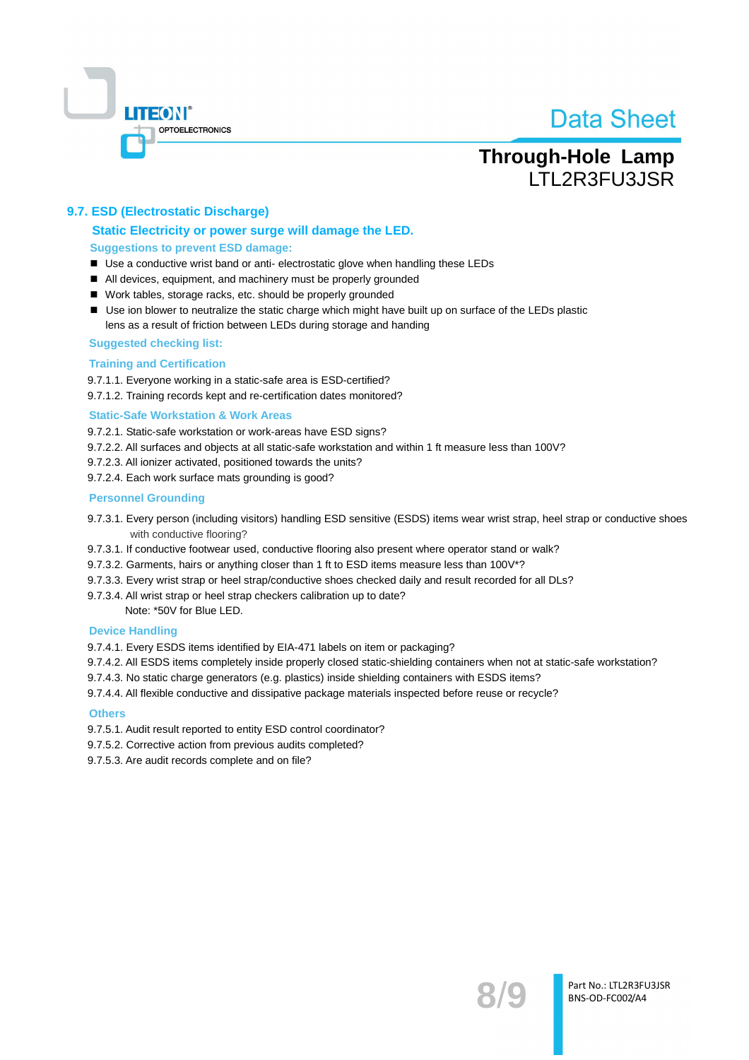## 9.7. ESD (Electrostatic Discharge)

### Static Electricity or power surge will damage the LED.

**Suggestions to prevent ESD damage:**

- Use a conductive wrist band or anti- electrostatic glove when handling these LEDs
- All devices, equipment, and machinery must be properly grounded
- Work tables, storage racks, etc. should be properly grounded
- Use ion blower to neutralize the static charge which might have built up on surface of the LEDs plastic lens as a result of friction between LEDs during storage and handing

**Suggested checking list:**

**Training and Certification**

9.7.1.1. Everyone working in a static-safe area is ESD-certified?
9.7.1.2. Training records kept and re-certification dates monitored?

**Static-Safe Workstation & Work Areas**

9.7.2.1. Static-safe workstation or work-areas have ESD signs?
9.7.2.2. All surfaces and objects at all static-safe workstation and within 1 ft measure less than 100V?
9.7.2.3. All ionizer activated, positioned towards the units?
9.7.2.4. Each work surface mats grounding is good?

**Personnel Grounding**

9.7.3.1. Every person (including visitors) handling ESD sensitive (ESDS) items wear wrist strap, heel strap or conductive shoes with conductive flooring?
9.7.3.1. If conductive footwear used, conductive flooring also present where operator stand or walk?
9.7.3.2. Garments, hairs or anything closer than 1 ft to ESD items measure less than 100V*?
9.7.3.3. Every wrist strap or heel strap/conductive shoes checked daily and result recorded for all DLs?
9.7.3.4. All wrist strap or heel strap checkers calibration up to date?
Note: *50V for Blue LED.

**Device Handling**

9.7.4.1. Every ESDS items identified by EIA-471 labels on item or packaging?
9.7.4.2. All ESDS items completely inside properly closed static-shielding containers when not at static-safe workstation?
9.7.4.3. No static charge generators (e.g. plastics) inside shielding containers with ESDS items?
9.7.4.4. All flexible conductive and dissipative package materials inspected before reuse or recycle?

**Others**

9.7.5.1. Audit result reported to entity ESD control coordinator?
9.7.5.2. Corrective action from previous audits completed?
9.7.5.3. Are audit records complete and on file?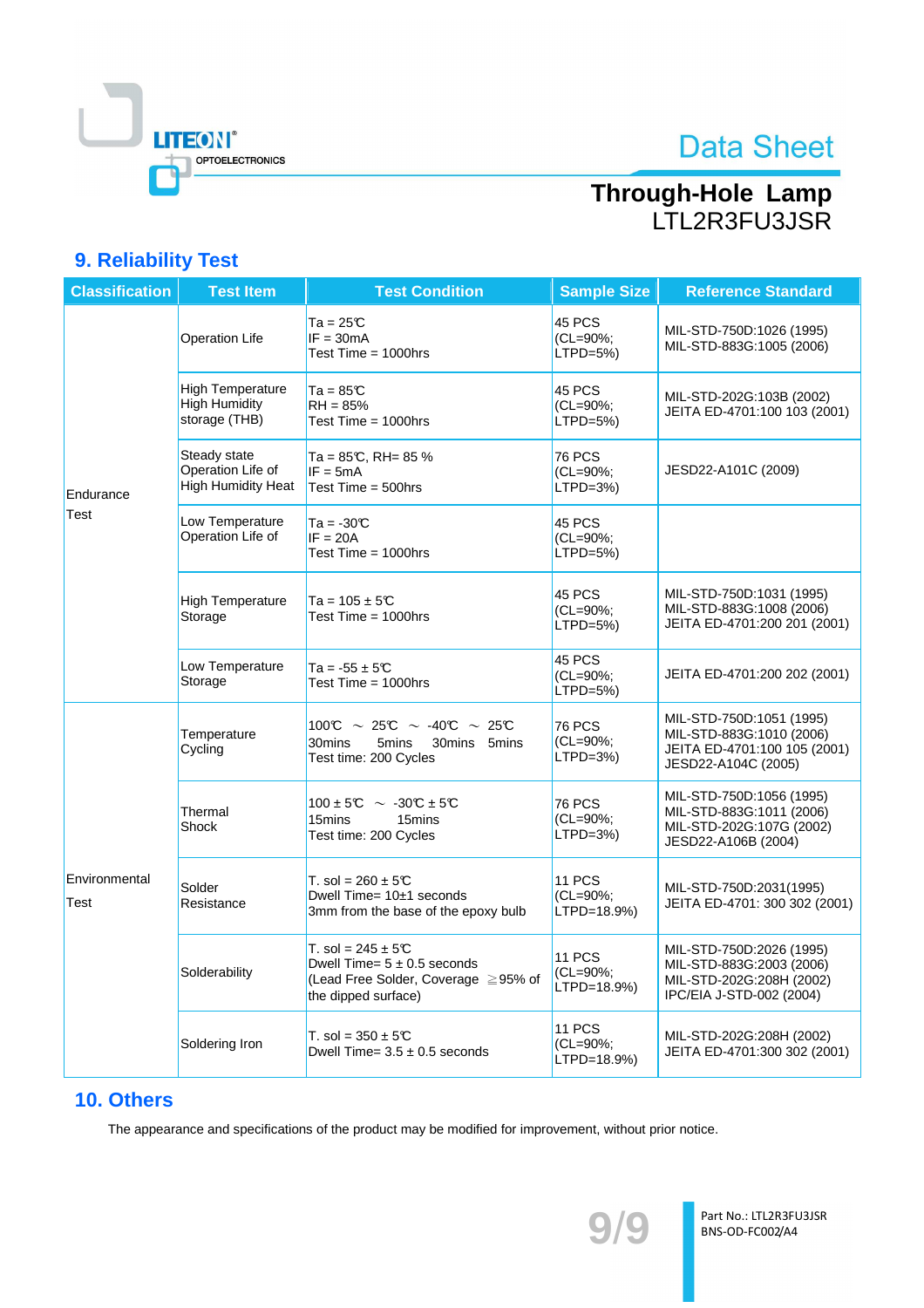## 9. Reliability Test

| Classification | Test Item | Test Condition | Sample Size | Reference Standard |
|---|---|---|---|---|
| Endurance Test | Operation Life | Ta = 25℃<br>IF = 30mA<br>Test Time = 1000hrs | 45 PCS<br>(CL=90%;<br>LTPD=5%) | MIL-STD-750D:1026 (1995)<br>MIL-STD-883G:1005 (2006) |
| | High Temperature High Humidity storage (THB) | Ta = 85℃<br>RH = 85%<br>Test Time = 1000hrs | 45 PCS<br>(CL=90%;<br>LTPD=5%) | MIL-STD-202G:103B (2002)<br>JEITA ED-4701:100 103 (2001) |
| | Steady state Operation Life of High Humidity Heat | Ta = 85℃, RH= 85 %<br>IF = 5mA<br>Test Time = 500hrs | 76 PCS<br>(CL=90%;<br>LTPD=3%) | JESD22-A101C (2009) |
| | Low Temperature Operation Life of | Ta = -30℃<br>IF = 20A<br>Test Time = 1000hrs | 45 PCS<br>(CL=90%;<br>LTPD=5%) | |
| | High Temperature Storage | Ta = 105 ± 5℃<br>Test Time = 1000hrs | 45 PCS<br>(CL=90%;<br>LTPD=5%) | MIL-STD-750D:1031 (1995)<br>MIL-STD-883G:1008 (2006)<br>JEITA ED-4701:200 201 (2001) |
| | Low Temperature Storage | Ta = -55 ± 5℃<br>Test Time = 1000hrs | 45 PCS<br>(CL=90%;<br>LTPD=5%) | JEITA ED-4701:200 202 (2001) |
| Environmental Test | Temperature Cycling | 100℃ ~ 25℃ ~ -40℃ ~ 25℃<br>30mins 5mins 30mins 5mins<br>Test time: 200 Cycles | 76 PCS<br>(CL=90%;<br>LTPD=3%) | MIL-STD-750D:1051 (1995)<br>MIL-STD-883G:1010 (2006)<br>JEITA ED-4701:100 105 (2001)<br>JESD22-A104C (2005) |
| | Thermal Shock | 100 ± 5℃ ~ -30℃ ± 5℃<br>15mins 15mins<br>Test time: 200 Cycles | 76 PCS<br>(CL=90%;<br>LTPD=3%) | MIL-STD-750D:1056 (1995)<br>MIL-STD-883G:1011 (2006)<br>MIL-STD-202G:107G (2002)<br>JESD22-A106B (2004) |
| | Solder Resistance | T. sol = 260 ± 5℃<br>Dwell Time= 10±1 seconds<br>3mm from the base of the epoxy bulb | 11 PCS<br>(CL=90%;<br>LTPD=18.9%) | MIL-STD-750D:2031(1995)<br>JEITA ED-4701: 300 302 (2001) |
| | Solderability | T. sol = 245 ± 5℃<br>Dwell Time= 5 ± 0.5 seconds<br>(Lead Free Solder, Coverage ≧95% of the dipped surface) | 11 PCS<br>(CL=90%;<br>LTPD=18.9%) | MIL-STD-750D:2026 (1995)<br>MIL-STD-883G:2003 (2006)<br>MIL-STD-202G:208H (2002)<br>IPC/EIA J-STD-002 (2004) |
| | Soldering Iron | T. sol = 350 ± 5℃<br>Dwell Time= 3.5 ± 0.5 seconds | 11 PCS<br>(CL=90%;<br>LTPD=18.9%) | MIL-STD-202G:208H (2002)<br>JEITA ED-4701:300 302 (2001) |

## 10. Others

The appearance and specifications of the product may be modified for improvement, without prior notice.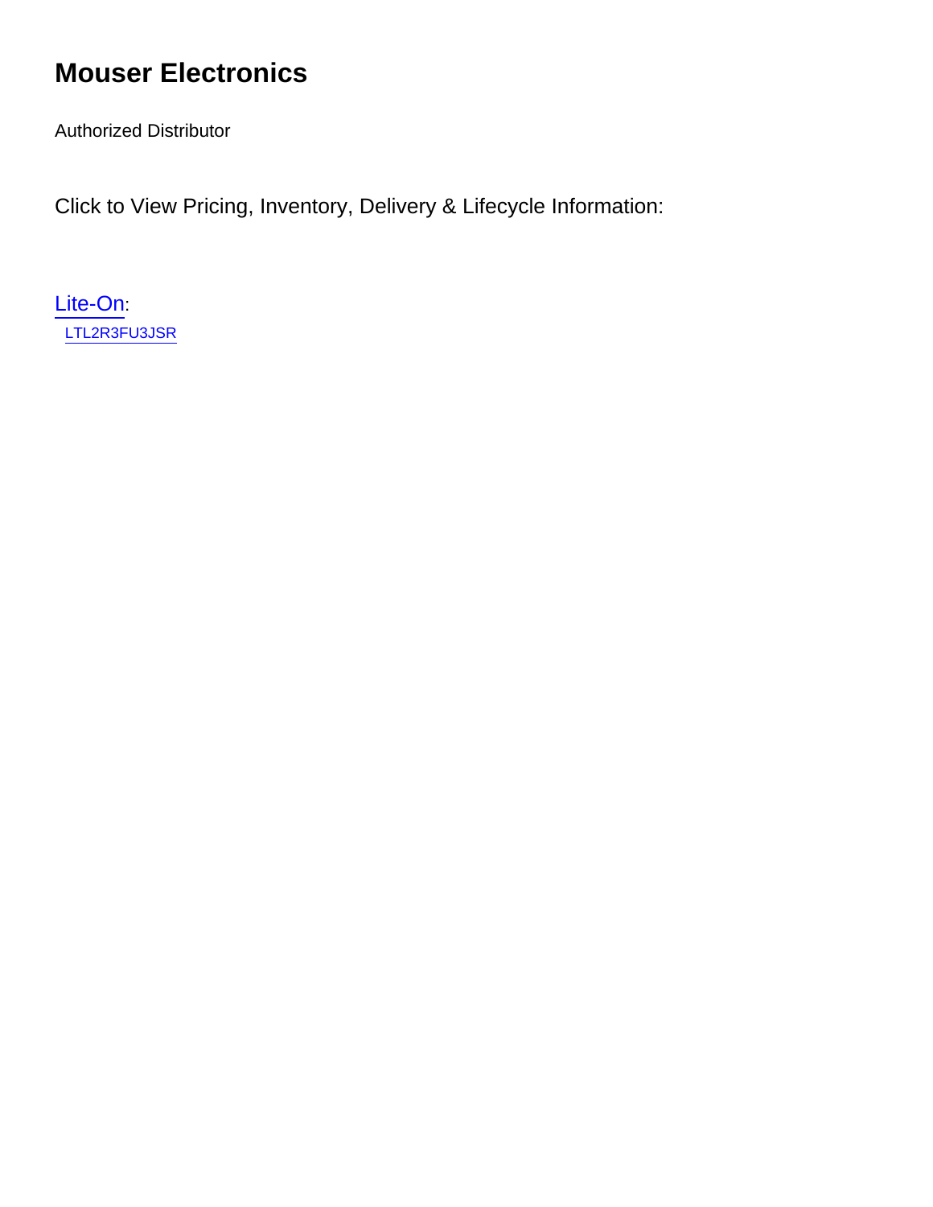# Mouser Electronics

Authorized Distributor

Click to View Pricing, Inventory, Delivery & Lifecycle Information:

Lite-On:

LTL2R3FU3JSR